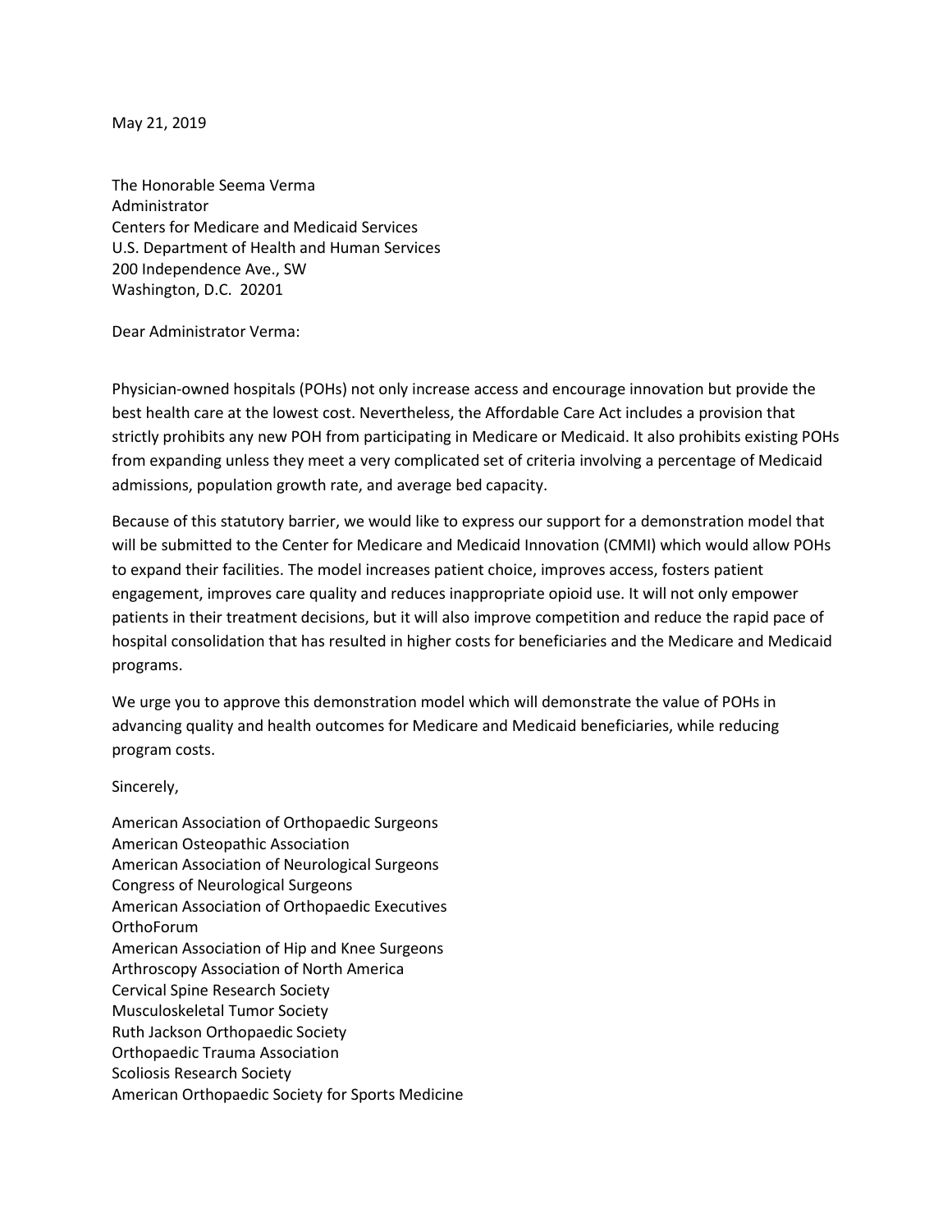May 21, 2019

The Honorable Seema Verma
Administrator
Centers for Medicare and Medicaid Services
U.S. Department of Health and Human Services
200 Independence Ave., SW
Washington, D.C. 20201

Dear Administrator Verma:

Physician-owned hospitals (POHs) not only increase access and encourage innovation but provide the best health care at the lowest cost. Nevertheless, the Affordable Care Act includes a provision that strictly prohibits any new POH from participating in Medicare or Medicaid. It also prohibits existing POHs from expanding unless they meet a very complicated set of criteria involving a percentage of Medicaid admissions, population growth rate, and average bed capacity.

Because of this statutory barrier, we would like to express our support for a demonstration model that will be submitted to the Center for Medicare and Medicaid Innovation (CMMI) which would allow POHs to expand their facilities. The model increases patient choice, improves access, fosters patient engagement, improves care quality and reduces inappropriate opioid use. It will not only empower patients in their treatment decisions, but it will also improve competition and reduce the rapid pace of hospital consolidation that has resulted in higher costs for beneficiaries and the Medicare and Medicaid programs.

We urge you to approve this demonstration model which will demonstrate the value of POHs in advancing quality and health outcomes for Medicare and Medicaid beneficiaries, while reducing program costs.

Sincerely,

American Association of Orthopaedic Surgeons
American Osteopathic Association
American Association of Neurological Surgeons
Congress of Neurological Surgeons
American Association of Orthopaedic Executives
OrthoForum
American Association of Hip and Knee Surgeons
Arthroscopy Association of North America
Cervical Spine Research Society
Musculoskeletal Tumor Society
Ruth Jackson Orthopaedic Society
Orthopaedic Trauma Association
Scoliosis Research Society
American Orthopaedic Society for Sports Medicine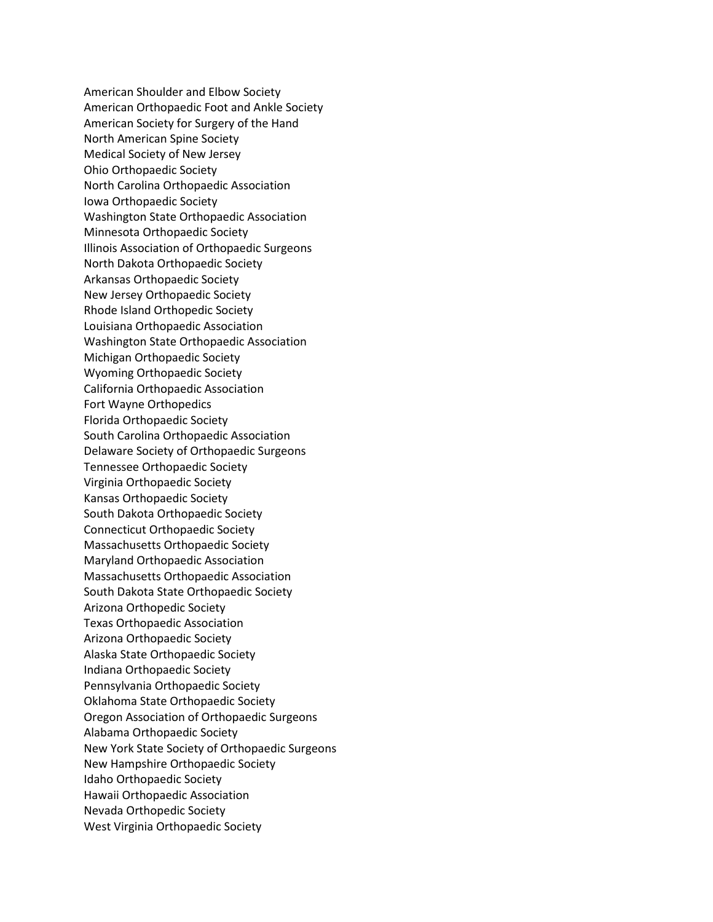American Shoulder and Elbow Society
American Orthopaedic Foot and Ankle Society
American Society for Surgery of the Hand
North American Spine Society
Medical Society of New Jersey
Ohio Orthopaedic Society
North Carolina Orthopaedic Association
Iowa Orthopaedic Society
Washington State Orthopaedic Association
Minnesota Orthopaedic Society
Illinois Association of Orthopaedic Surgeons
North Dakota Orthopaedic Society
Arkansas Orthopaedic Society
New Jersey Orthopaedic Society
Rhode Island Orthopedic Society
Louisiana Orthopaedic Association
Washington State Orthopaedic Association
Michigan Orthopaedic Society
Wyoming Orthopaedic Society
California Orthopaedic Association
Fort Wayne Orthopedics
Florida Orthopaedic Society
South Carolina Orthopaedic Association
Delaware Society of Orthopaedic Surgeons
Tennessee Orthopaedic Society
Virginia Orthopaedic Society
Kansas Orthopaedic Society
South Dakota Orthopaedic Society
Connecticut Orthopaedic Society
Massachusetts Orthopaedic Society
Maryland Orthopaedic Association
Massachusetts Orthopaedic Association
South Dakota State Orthopaedic Society
Arizona Orthopedic Society
Texas Orthopaedic Association
Arizona Orthopaedic Society
Alaska State Orthopaedic Society
Indiana Orthopaedic Society
Pennsylvania Orthopaedic Society
Oklahoma State Orthopaedic Society
Oregon Association of Orthopaedic Surgeons
Alabama Orthopaedic Society
New York State Society of Orthopaedic Surgeons
New Hampshire Orthopaedic Society
Idaho Orthopaedic Society
Hawaii Orthopaedic Association
Nevada Orthopedic Society
West Virginia Orthopaedic Society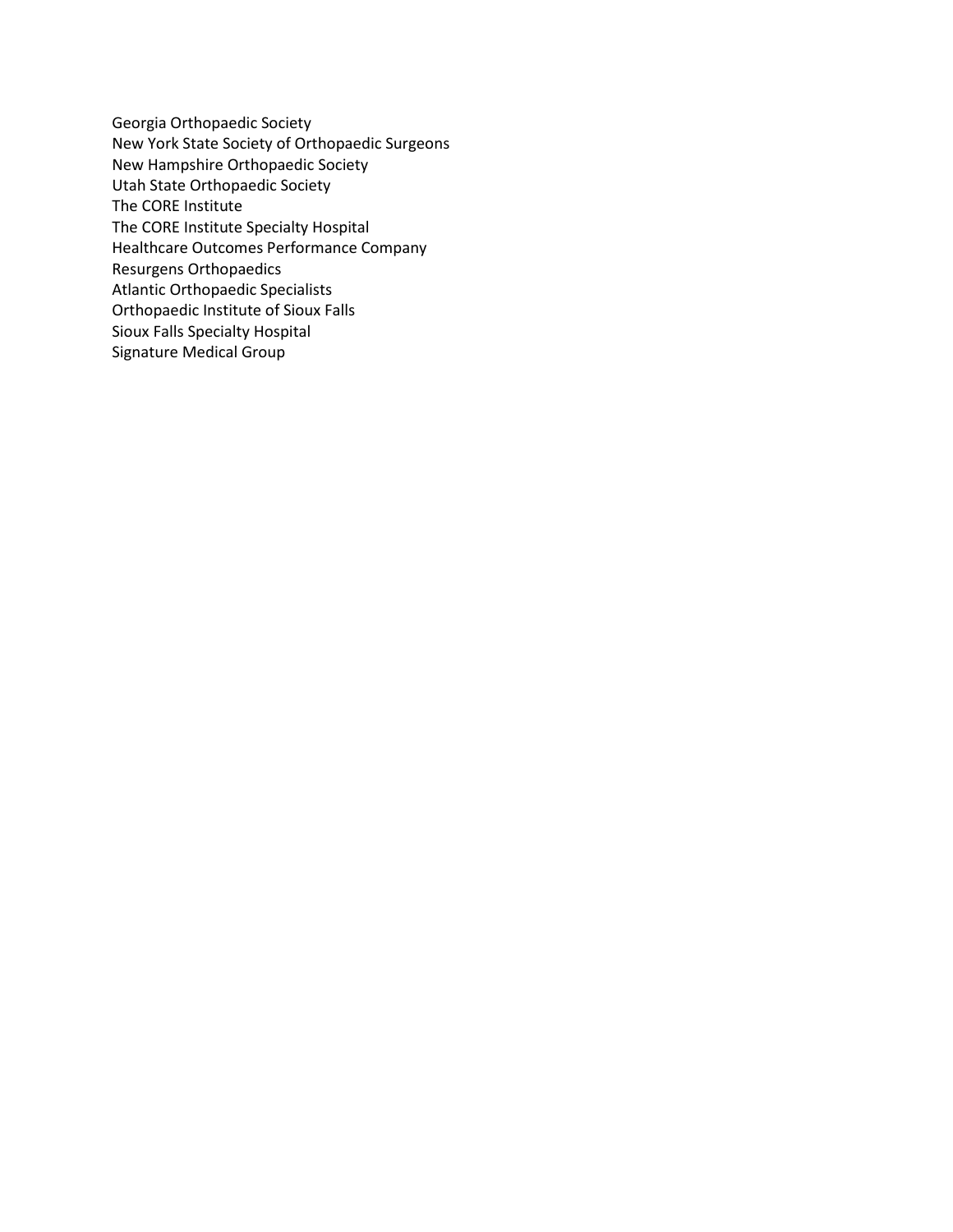Georgia Orthopaedic Society
New York State Society of Orthopaedic Surgeons
New Hampshire Orthopaedic Society
Utah State Orthopaedic Society
The CORE Institute
The CORE Institute Specialty Hospital
Healthcare Outcomes Performance Company
Resurgens Orthopaedics
Atlantic Orthopaedic Specialists
Orthopaedic Institute of Sioux Falls
Sioux Falls Specialty Hospital
Signature Medical Group